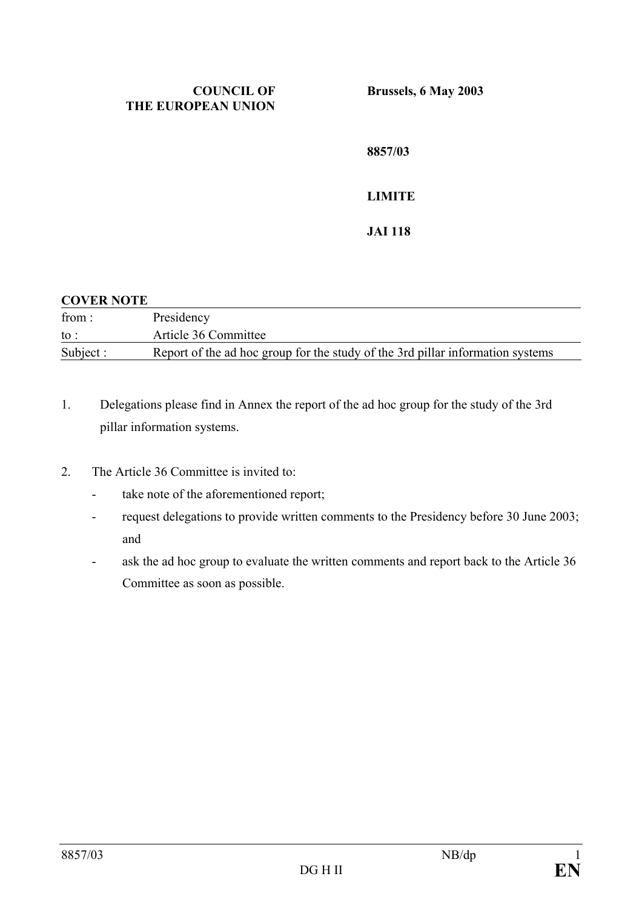**COUNCIL OF THE EUROPEAN UNION**

**Brussels, 6 May 2003**

**8857/03**

**LIMITE**

**JAI 118**

**COVER NOTE**

| | |
|---|---|
| from : | Presidency |
| to : | Article 36 Committee |
| Subject : | Report of the ad hoc group for the study of the 3rd pillar information systems |

1. Delegations please find in Annex the report of the ad hoc group for the study of the 3rd pillar information systems.

2. The Article 36 Committee is invited to:
   - take note of the aforementioned report;
   - request delegations to provide written comments to the Presidency before 30 June 2003; and
   - ask the ad hoc group to evaluate the written comments and report back to the Article 36 Committee as soon as possible.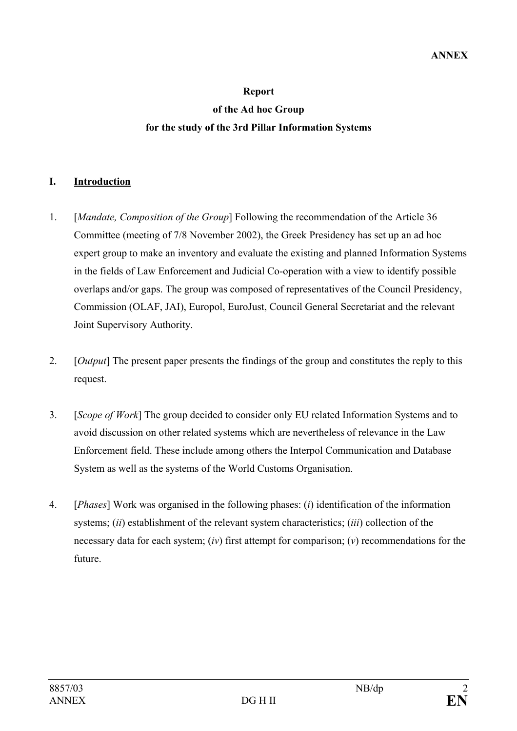**ANNEX**

**Report**
**of the Ad hoc Group**
**for the study of the 3rd Pillar Information Systems**

## I. Introduction

1. [*Mandate, Composition of the Group*] Following the recommendation of the Article 36 Committee (meeting of 7/8 November 2002), the Greek Presidency has set up an ad hoc expert group to make an inventory and evaluate the existing and planned Information Systems in the fields of Law Enforcement and Judicial Co-operation with a view to identify possible overlaps and/or gaps. The group was composed of representatives of the Council Presidency, Commission (OLAF, JAI), Europol, EuroJust, Council General Secretariat and the relevant Joint Supervisory Authority.

2. [*Output*] The present paper presents the findings of the group and constitutes the reply to this request.

3. [*Scope of Work*] The group decided to consider only EU related Information Systems and to avoid discussion on other related systems which are nevertheless of relevance in the Law Enforcement field. These include among others the Interpol Communication and Database System as well as the systems of the World Customs Organisation.

4. [*Phases*] Work was organised in the following phases: (*i*) identification of the information systems; (*ii*) establishment of the relevant system characteristics; (*iii*) collection of the necessary data for each system; (*iv*) first attempt for comparison; (*v*) recommendations for the future.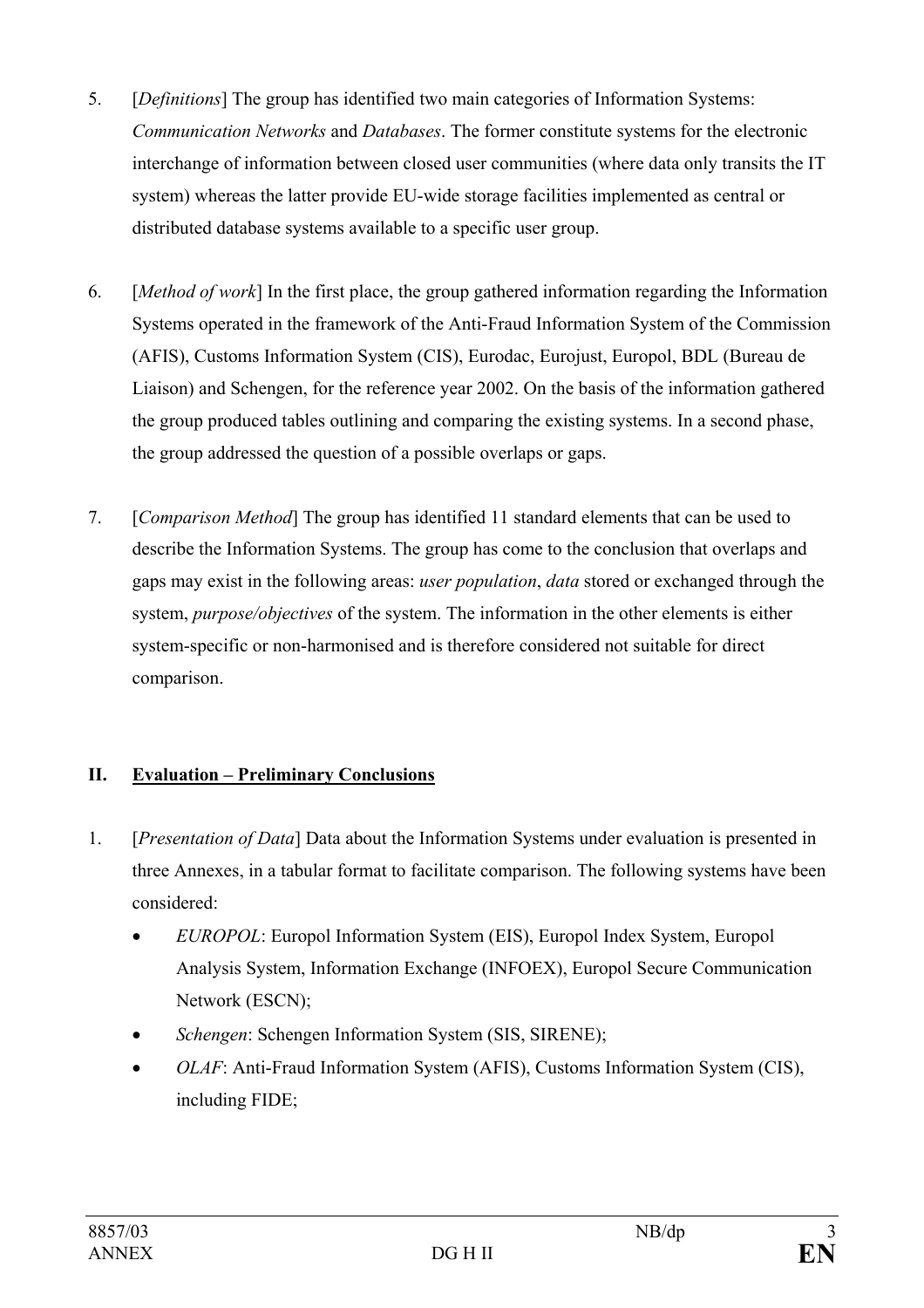5. [*Definitions*] The group has identified two main categories of Information Systems: *Communication Networks* and *Databases*. The former constitute systems for the electronic interchange of information between closed user communities (where data only transits the IT system) whereas the latter provide EU-wide storage facilities implemented as central or distributed database systems available to a specific user group.

6. [*Method of work*] In the first place, the group gathered information regarding the Information Systems operated in the framework of the Anti-Fraud Information System of the Commission (AFIS), Customs Information System (CIS), Eurodac, Eurojust, Europol, BDL (Bureau de Liaison) and Schengen, for the reference year 2002. On the basis of the information gathered the group produced tables outlining and comparing the existing systems. In a second phase, the group addressed the question of a possible overlaps or gaps.

7. [*Comparison Method*] The group has identified 11 standard elements that can be used to describe the Information Systems. The group has come to the conclusion that overlaps and gaps may exist in the following areas: *user population*, *data* stored or exchanged through the system, *purpose/objectives* of the system. The information in the other elements is either system-specific or non-harmonised and is therefore considered not suitable for direct comparison.

## II. Evaluation – Preliminary Conclusions

1. [*Presentation of Data*] Data about the Information Systems under evaluation is presented in three Annexes, in a tabular format to facilitate comparison. The following systems have been considered:
   - *EUROPOL*: Europol Information System (EIS), Europol Index System, Europol Analysis System, Information Exchange (INFOEX), Europol Secure Communication Network (ESCN);
   - *Schengen*: Schengen Information System (SIS, SIRENE);
   - *OLAF*: Anti-Fraud Information System (AFIS), Customs Information System (CIS), including FIDE;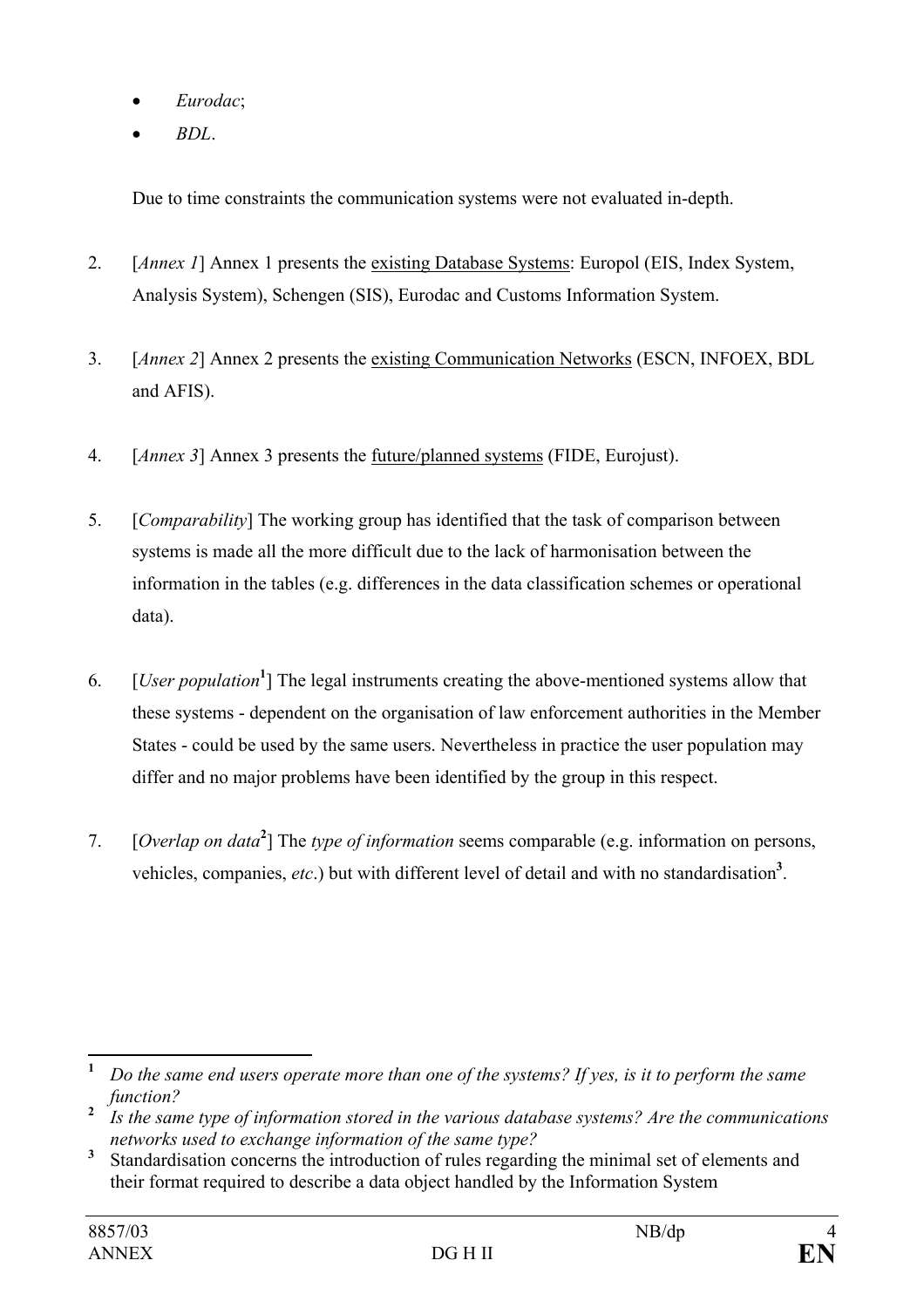- *Eurodac*;
- *BDL*.

Due to time constraints the communication systems were not evaluated in-depth.

2. [*Annex 1*] Annex 1 presents the <u>existing Database Systems</u>: Europol (EIS, Index System, Analysis System), Schengen (SIS), Eurodac and Customs Information System.

3. [*Annex 2*] Annex 2 presents the <u>existing Communication Networks</u> (ESCN, INFOEX, BDL and AFIS).

4. [*Annex 3*] Annex 3 presents the <u>future/planned systems</u> (FIDE, Eurojust).

5. [*Comparability*] The working group has identified that the task of comparison between systems is made all the more difficult due to the lack of harmonisation between the information in the tables (e.g. differences in the data classification schemes or operational data).

6. [*User population*[1]] The legal instruments creating the above-mentioned systems allow that these systems - dependent on the organisation of law enforcement authorities in the Member States - could be used by the same users. Nevertheless in practice the user population may differ and no major problems have been identified by the group in this respect.

7. [*Overlap on data*[2]] The *type of information* seems comparable (e.g. information on persons, vehicles, companies, *etc*.) but with different level of detail and with no standardisation[3].

---

[1] *Do the same end users operate more than one of the systems? If yes, is it to perform the same function?*

[2] *Is the same type of information stored in the various database systems? Are the communications networks used to exchange information of the same type?*

[3] Standardisation concerns the introduction of rules regarding the minimal set of elements and their format required to describe a data object handled by the Information System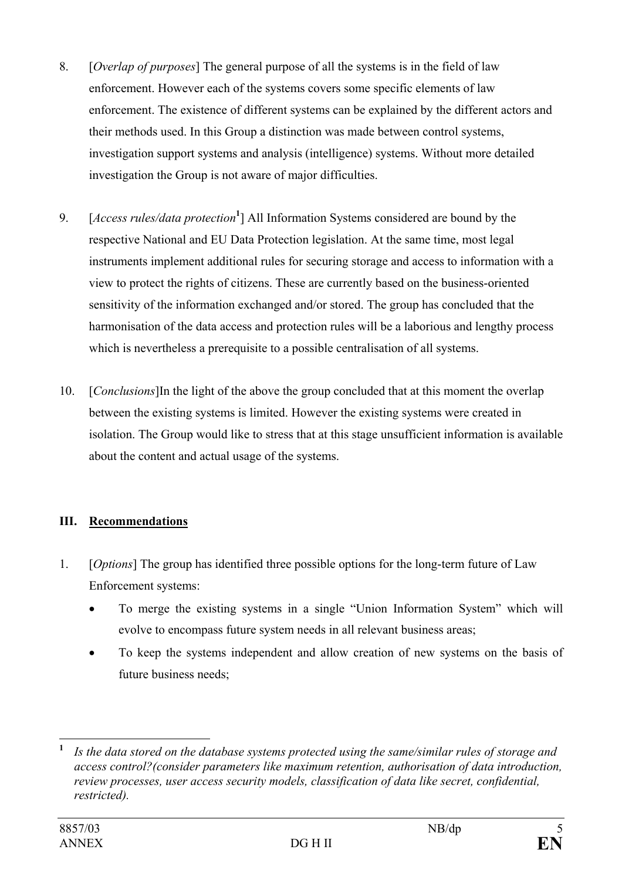8. [*Overlap of purposes*] The general purpose of all the systems is in the field of law enforcement. However each of the systems covers some specific elements of law enforcement. The existence of different systems can be explained by the different actors and their methods used. In this Group a distinction was made between control systems, investigation support systems and analysis (intelligence) systems. Without more detailed investigation the Group is not aware of major difficulties.

9. [*Access rules/data protection*[1]] All Information Systems considered are bound by the respective National and EU Data Protection legislation. At the same time, most legal instruments implement additional rules for securing storage and access to information with a view to protect the rights of citizens. These are currently based on the business-oriented sensitivity of the information exchanged and/or stored. The group has concluded that the harmonisation of the data access and protection rules will be a laborious and lengthy process which is nevertheless a prerequisite to a possible centralisation of all systems.

10. [*Conclusions*]In the light of the above the group concluded that at this moment the overlap between the existing systems is limited. However the existing systems were created in isolation. The Group would like to stress that at this stage unsufficient information is available about the content and actual usage of the systems.

## III. Recommendations

1. [*Options*] The group has identified three possible options for the long-term future of Law Enforcement systems:
   - To merge the existing systems in a single "Union Information System" which will evolve to encompass future system needs in all relevant business areas;
   - To keep the systems independent and allow creation of new systems on the basis of future business needs;

---

[1] *Is the data stored on the database systems protected using the same/similar rules of storage and access control?(consider parameters like maximum retention, authorisation of data introduction, review processes, user access security models, classification of data like secret, confidential, restricted).*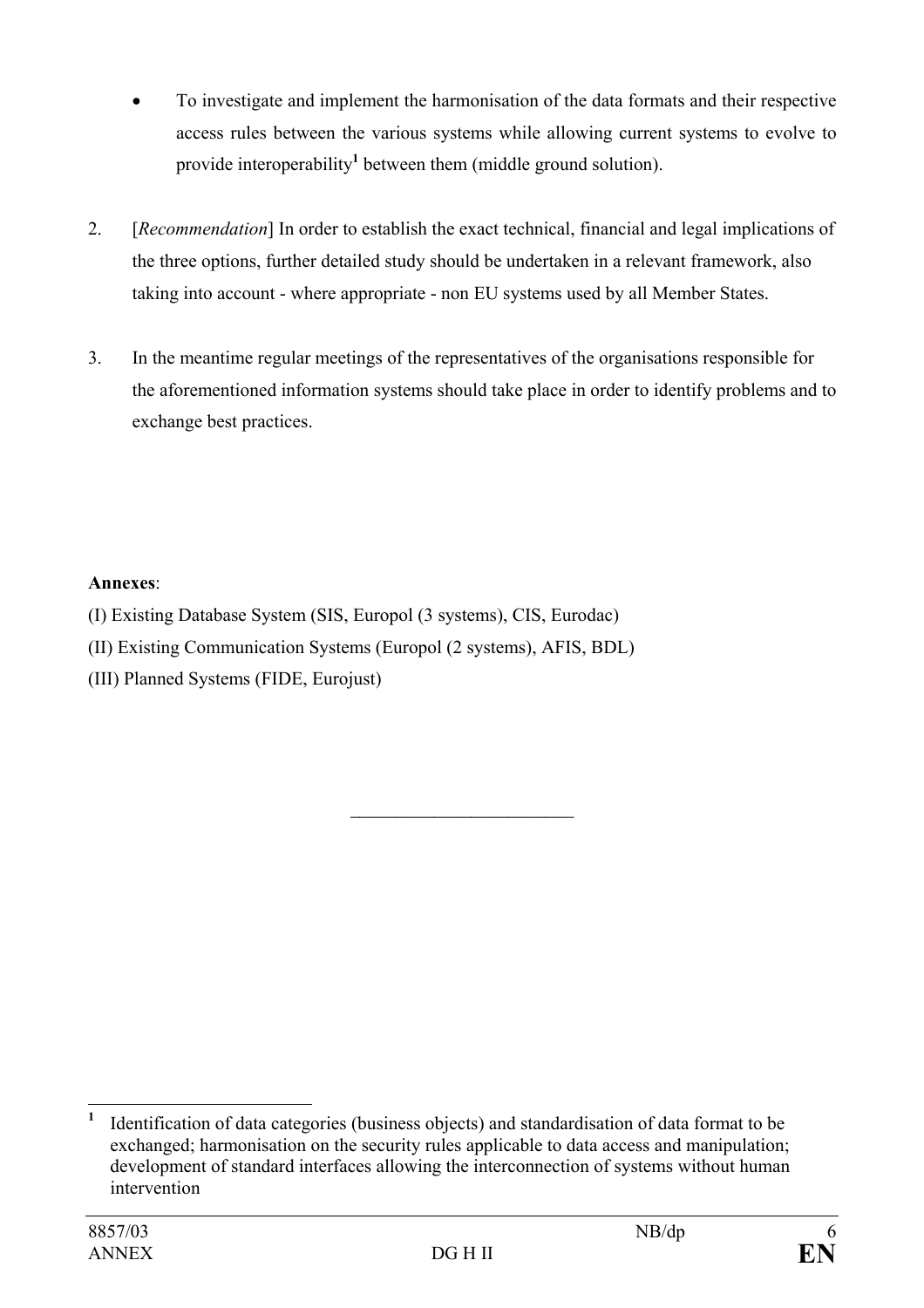- To investigate and implement the harmonisation of the data formats and their respective access rules between the various systems while allowing current systems to evolve to provide interoperability[1] between them (middle ground solution).

2. [*Recommendation*] In order to establish the exact technical, financial and legal implications of the three options, further detailed study should be undertaken in a relevant framework, also taking into account - where appropriate - non EU systems used by all Member States.

3. In the meantime regular meetings of the representatives of the organisations responsible for the aforementioned information systems should take place in order to identify problems and to exchange best practices.

**Annexes**:

(I) Existing Database System (SIS, Europol (3 systems), CIS, Eurodac)

(II) Existing Communication Systems (Europol (2 systems), AFIS, BDL)

(III) Planned Systems (FIDE, Eurojust)

---

[1] Identification of data categories (business objects) and standardisation of data format to be exchanged; harmonisation on the security rules applicable to data access and manipulation; development of standard interfaces allowing the interconnection of systems without human intervention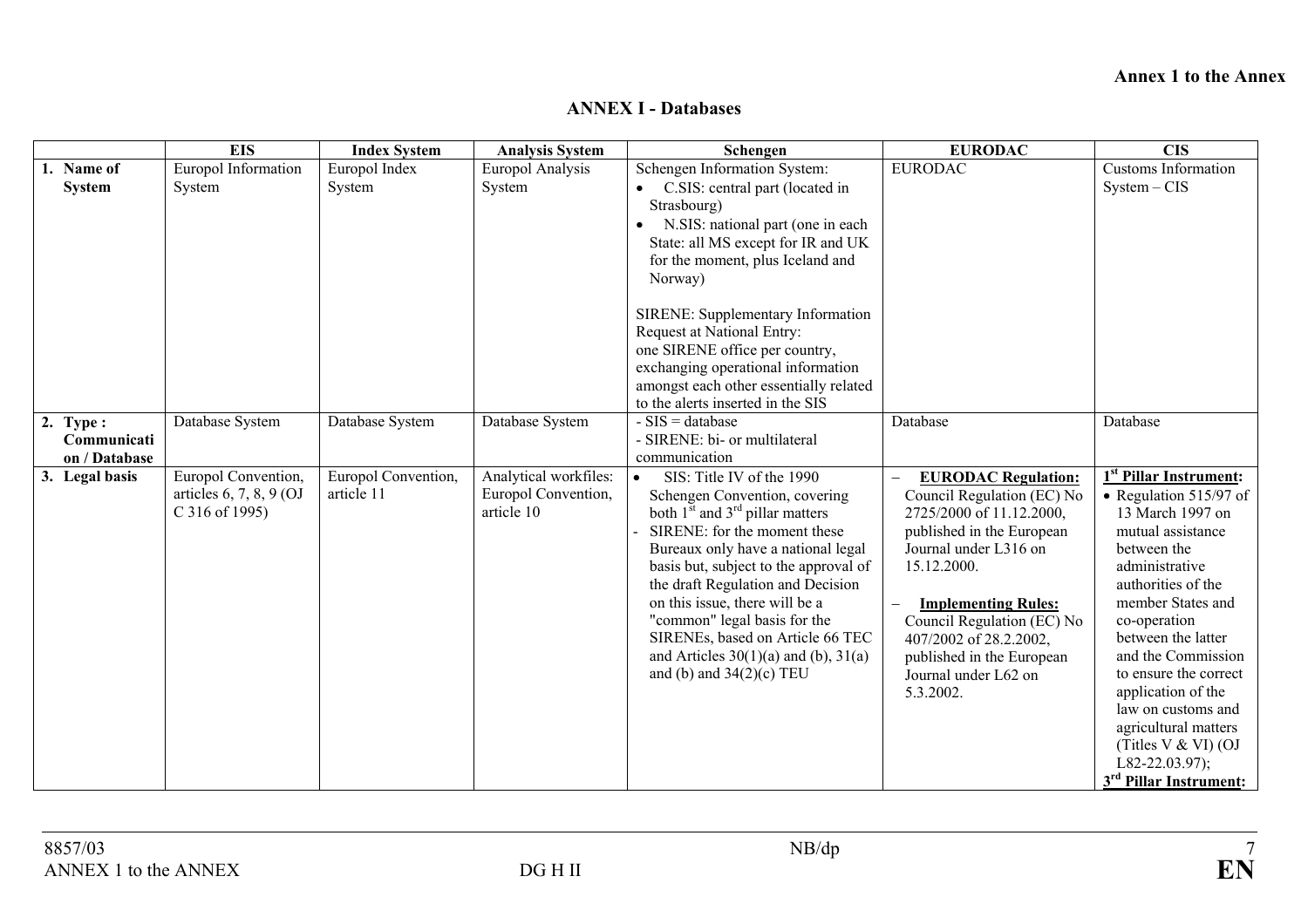**Annex 1 to the Annex**

## ANNEX I - Databases

| | EIS | Index System | Analysis System | Schengen | EURODAC | CIS |
|---|---|---|---|---|---|---|
| **1. Name of System** | Europol Information System | Europol Index System | Europol Analysis System | Schengen Information System:<br>• C.SIS: central part (located in Strasbourg)<br>• N.SIS: national part (one in each State: all MS except for IR and UK for the moment, plus Iceland and Norway)<br><br>SIRENE: Supplementary Information Request at National Entry:<br>one SIRENE office per country, exchanging operational information amongst each other essentially related to the alerts inserted in the SIS | EURODAC | Customs Information System – CIS |
| **2. Type : Communication / Database** | Database System | Database System | Database System | - SIS = database<br>- SIRENE: bi- or multilateral communication | Database | Database |
| **3. Legal basis** | Europol Convention, articles 6, 7, 8, 9 (OJ C 316 of 1995) | Europol Convention, article 11 | Analytical workfiles: Europol Convention, article 10 | • SIS: Title IV of the 1990 Schengen Convention, covering both 1st and 3rd pillar matters<br>- SIRENE: for the moment these Bureaux only have a national legal basis but, subject to the approval of the draft Regulation and Decision on this issue, there will be a "common" legal basis for the SIRENEs, based on Article 66 TEC and Articles 30(1)(a) and (b), 31(a) and (b) and 34(2)(c) TEU | – **EURODAC Regulation:** Council Regulation (EC) No 2725/2000 of 11.12.2000, published in the European Journal under L316 on 15.12.2000.<br><br>– **Implementing Rules:** Council Regulation (EC) No 407/2002 of 28.2.2002, published in the European Journal under L62 on 5.3.2002. | **1st Pillar Instrument:**<br>• Regulation 515/97 of 13 March 1997 on mutual assistance between the administrative authorities of the member States and co-operation between the latter and the Commission to ensure the correct application of the law on customs and agricultural matters (Titles V & VI) (OJ L82-22.03.97);<br>**3rd Pillar Instrument:** |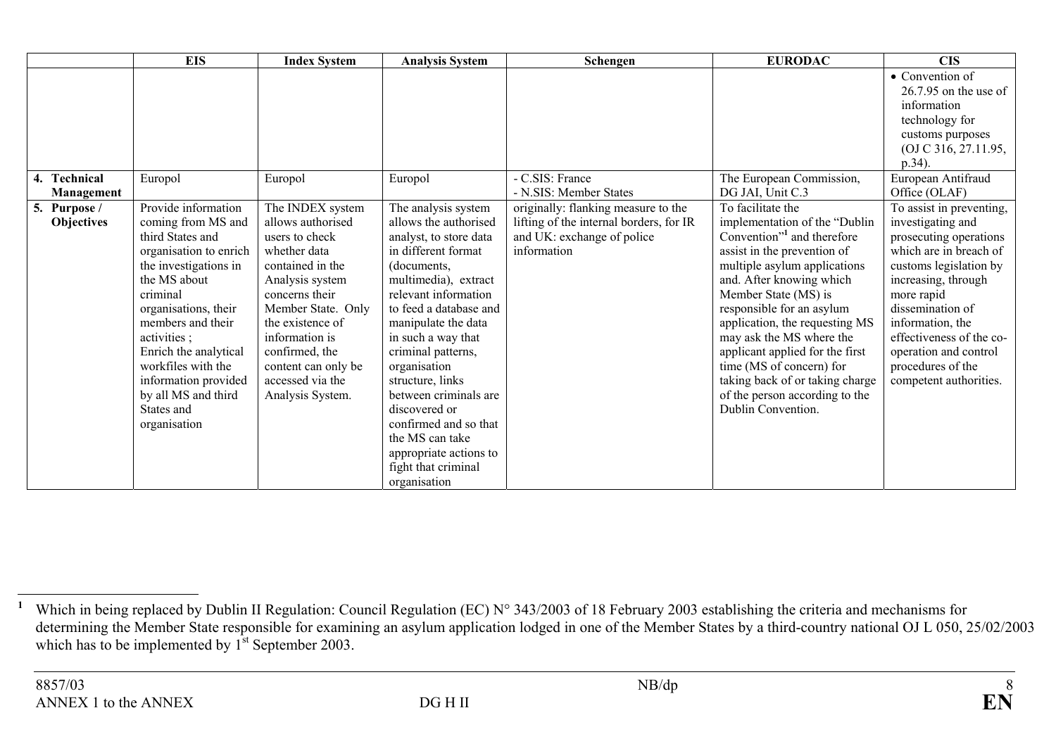| | EIS | Index System | Analysis System | Schengen | EURODAC | CIS |
|---|---|---|---|---|---|---|
| | | | | | | • Convention of 26.7.95 on the use of information technology for customs purposes (OJ C 316, 27.11.95, p.34). |
| **4. Technical Management** | Europol | Europol | Europol | - C.SIS: France<br>- N.SIS: Member States | The European Commission, DG JAI, Unit C.3 | European Antifraud Office (OLAF) |
| **5. Purpose / Objectives** | Provide information coming from MS and third States and organisation to enrich the investigations in the MS about criminal organisations, their members and their activities ;<br>Enrich the analytical workfiles with the information provided by all MS and third States and organisation | The INDEX system allows authorised users to check whether data contained in the Analysis system concerns their Member State. Only the existence of information is confirmed, the content can only be accessed via the Analysis System. | The analysis system allows the authorised analyst, to store data in different format (documents, multimedia), extract relevant information to feed a database and manipulate the data in such a way that criminal patterns, organisation structure, links between criminals are discovered or confirmed and so that the MS can take appropriate actions to fight that criminal organisation | originally: flanking measure to the lifting of the internal borders, for IR and UK: exchange of police information | To facilitate the implementation of the "Dublin Convention"[1] and therefore assist in the prevention of multiple asylum applications and. After knowing which Member State (MS) is responsible for an asylum application, the requesting MS may ask the MS where the applicant applied for the first time (MS of concern) for taking back of or taking charge of the person according to the Dublin Convention. | To assist in preventing, investigating and prosecuting operations which are in breach of customs legislation by increasing, through more rapid dissemination of information, the effectiveness of the co-operation and control procedures of the competent authorities. |

[1] Which in being replaced by Dublin II Regulation: Council Regulation (EC) N° 343/2003 of 18 February 2003 establishing the criteria and mechanisms for determining the Member State responsible for examining an asylum application lodged in one of the Member States by a third-country national OJ L 050, 25/02/2003 which has to be implemented by 1st September 2003.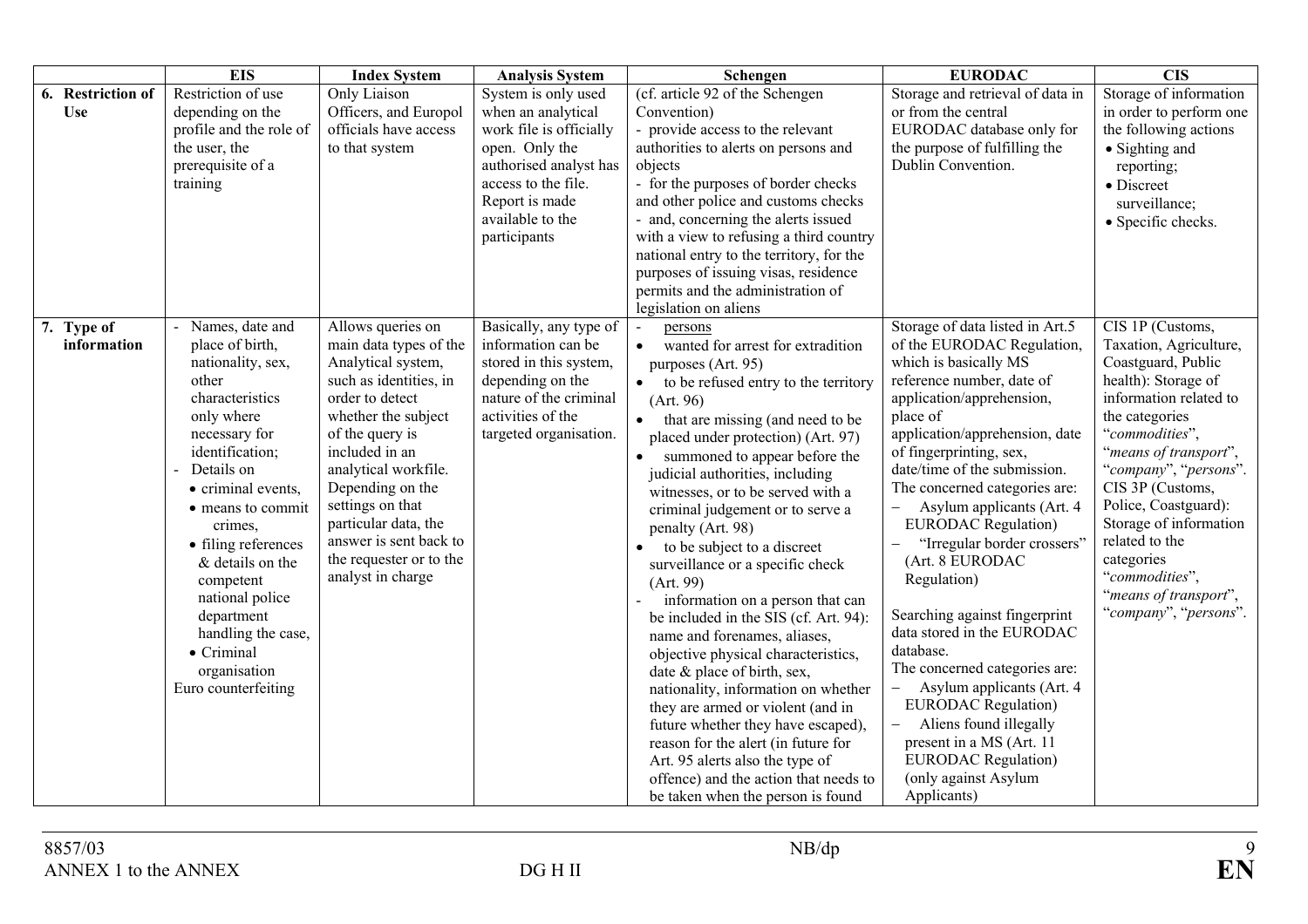| | EIS | Index System | Analysis System | Schengen | EURODAC | CIS |
|---|---|---|---|---|---|---|
| **6. Restriction of Use** | Restriction of use depending on the profile and the role of the user, the prerequisite of a training | Only Liaison Officers, and Europol officials have access to that system | System is only used when an analytical work file is officially open. Only the authorised analyst has access to the file. Report is made available to the participants | (cf. article 92 of the Schengen Convention)<br>- provide access to the relevant authorities to alerts on persons and objects<br>- for the purposes of border checks and other police and customs checks<br>- and, concerning the alerts issued with a view to refusing a third country national entry to the territory, for the purposes of issuing visas, residence permits and the administration of legislation on aliens | Storage and retrieval of data in or from the central EURODAC database only for the purpose of fulfilling the Dublin Convention. | Storage of information in order to perform one the following actions<br>• Sighting and reporting;<br>• Discreet surveillance;<br>• Specific checks. |
| **7. Type of information** | - Names, date and place of birth, nationality, sex, other characteristics only where necessary for identification;<br>- Details on<br>• criminal events,<br>• means to commit crimes,<br>• filing references & details on the competent national police department handling the case,<br>• Criminal organisation<br>Euro counterfeiting | Allows queries on main data types of the Analytical system, such as identities, in order to detect whether the subject of the query is included in an analytical workfile. Depending on the settings on that particular data, the answer is sent back to the requester or to the analyst in charge | Basically, any type of information can be stored in this system, depending on the nature of the criminal activities of the targeted organisation. | - <u>persons</u><br>• wanted for arrest for extradition purposes (Art. 95)<br>• to be refused entry to the territory (Art. 96)<br>• that are missing (and need to be placed under protection) (Art. 97)<br>• summoned to appear before the judicial authorities, including witnesses, or to be served with a criminal judgement or to serve a penalty (Art. 98)<br>• to be subject to a discreet surveillance or a specific check (Art. 99)<br>- information on a person that can be included in the SIS (cf. Art. 94): name and forenames, aliases, objective physical characteristics, date & place of birth, sex, nationality, information on whether they are armed or violent (and in future whether they have escaped), reason for the alert (in future for Art. 95 alerts also the type of offence) and the action that needs to be taken when the person is found | Storage of data listed in Art.5 of the EURODAC Regulation, which is basically MS reference number, date of application/apprehension, place of application/apprehension, date of fingerprinting, sex, date/time of the submission.<br>The concerned categories are:<br>– Asylum applicants (Art. 4 EURODAC Regulation)<br>– "Irregular border crossers" (Art. 8 EURODAC Regulation)<br><br>Searching against fingerprint data stored in the EURODAC database.<br>The concerned categories are:<br>– Asylum applicants (Art. 4 EURODAC Regulation)<br>– Aliens found illegally present in a MS (Art. 11 EURODAC Regulation) (only against Asylum Applicants) | CIS 1P (Customs, Taxation, Agriculture, Coastguard, Public health): Storage of information related to the categories "*commodities*", "*means of transport*", "*company*", "*persons*".<br>CIS 3P (Customs, Police, Coastguard): Storage of information related to the categories "*commodities*", "*means of transport*", "*company*", "*persons*". |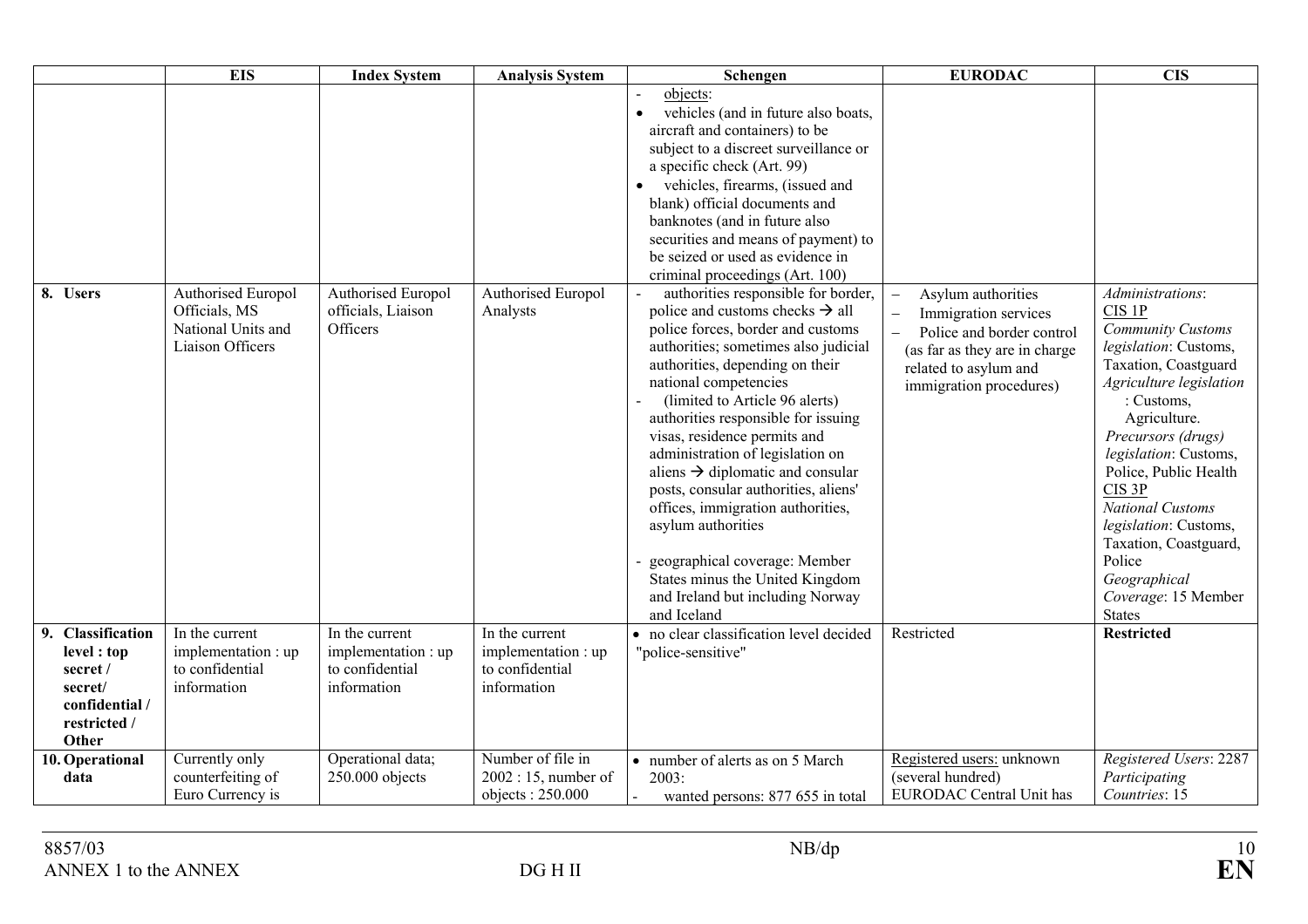| | EIS | Index System | Analysis System | Schengen | EURODAC | CIS |
|---|---|---|---|---|---|---|
| | | | | - objects:<br>• vehicles (and in future also boats, aircraft and containers) to be subject to a discreet surveillance or a specific check (Art. 99)<br>• vehicles, firearms, (issued and blank) official documents and banknotes (and in future also securities and means of payment) to be seized or used as evidence in criminal proceedings (Art. 100) | | |
| **8. Users** | Authorised Europol Officials, MS National Units and Liaison Officers | Authorised Europol officials, Liaison Officers | Authorised Europol Analysts | - authorities responsible for border, police and customs checks → all police forces, border and customs authorities; sometimes also judicial authorities, depending on their national competencies<br>- (limited to Article 96 alerts) authorities responsible for issuing visas, residence permits and administration of legislation on aliens → diplomatic and consular posts, consular authorities, aliens' offices, immigration authorities, asylum authorities<br><br>- geographical coverage: Member States minus the United Kingdom and Ireland but including Norway and Iceland | – Asylum authorities<br>– Immigration services<br>– Police and border control (as far as they are in charge related to asylum and immigration procedures) | *Administrations*:<br>CIS 1P<br>*Community Customs legislation*: Customs, Taxation, Coastguard<br>*Agriculture legislation* : Customs, Agriculture.<br>*Precursors (drugs) legislation*: Customs, Police, Public Health<br>CIS 3P<br>*National Customs legislation*: Customs, Taxation, Coastguard, Police<br>*Geographical Coverage*: 15 Member States |
| **9. Classification level : top secret / secret/ confidential / restricted / Other** | In the current implementation : up to confidential information | In the current implementation : up to confidential information | In the current implementation : up to confidential information | • no clear classification level decided "police-sensitive" | Restricted | **Restricted** |
| **10. Operational data** | Currently only counterfeiting of Euro Currency is | Operational data; 250.000 objects | Number of file in 2002 : 15, number of objects : 250.000 | • number of alerts as on 5 March 2003:<br>- wanted persons: 877 655 in total | Registered users: unknown (several hundred)<br>EURODAC Central Unit has | *Registered Users*: 2287<br>*Participating Countries*: 15 |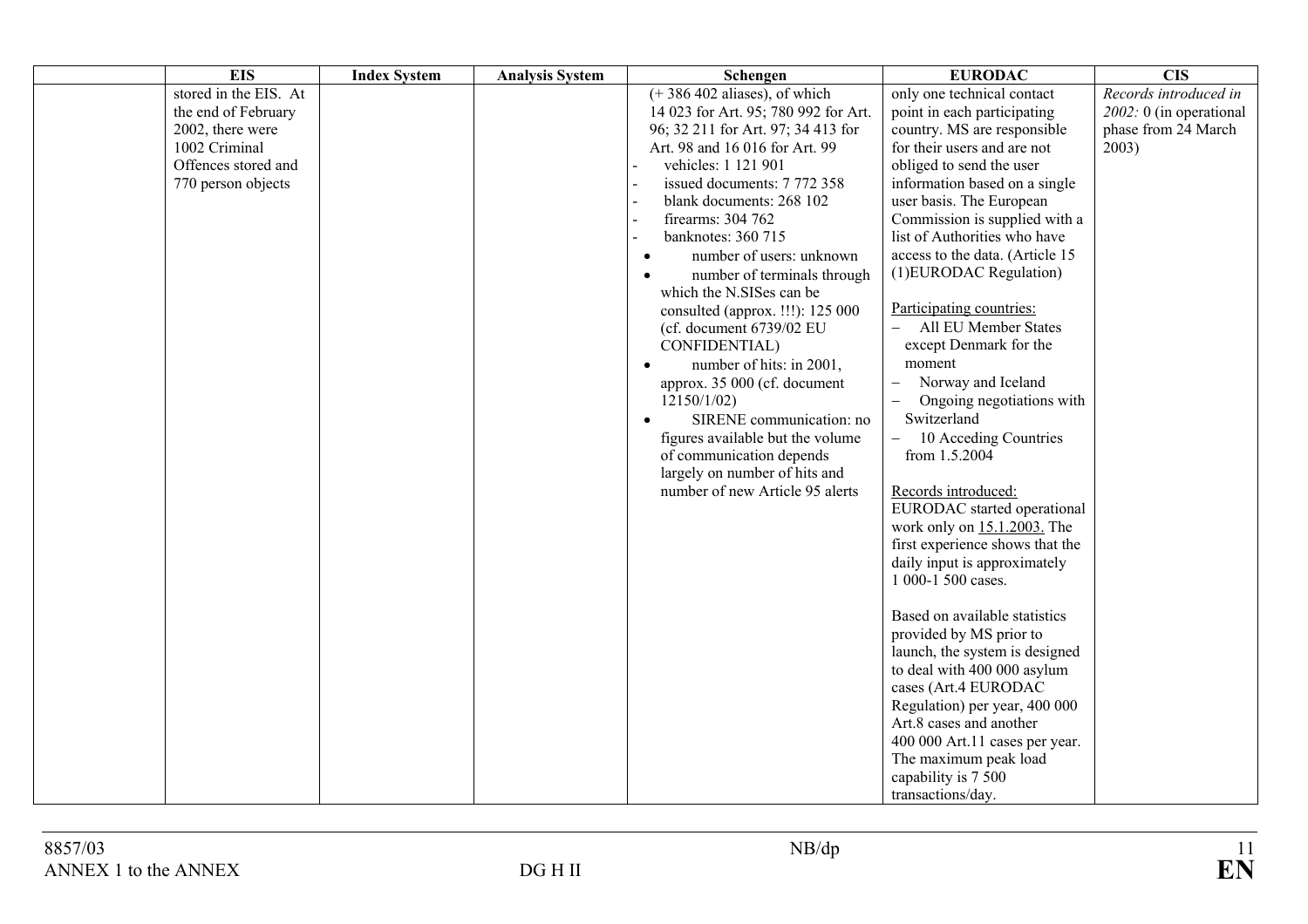| | EIS | Index System | Analysis System | Schengen | EURODAC | CIS |
|---|---|---|---|---|---|---|
| | stored in the EIS. At the end of February 2002, there were 1002 Criminal Offences stored and 770 person objects | | | (+ 386 402 aliases), of which 14 023 for Art. 95; 780 992 for Art. 96; 32 211 for Art. 97; 34 413 for Art. 98 and 16 016 for Art. 99<br>- vehicles: 1 121 901<br>- issued documents: 7 772 358<br>- blank documents: 268 102<br>- firearms: 304 762<br>- banknotes: 360 715<br>• number of users: unknown<br>• number of terminals through which the N.SISes can be consulted (approx. !!!): 125 000 (cf. document 6739/02 EU CONFIDENTIAL)<br>• number of hits: in 2001, approx. 35 000 (cf. document 12150/1/02)<br>• SIRENE communication: no figures available but the volume of communication depends largely on number of hits and number of new Article 95 alerts | only one technical contact point in each participating country. MS are responsible for their users and are not obliged to send the user information based on a single user basis. The European Commission is supplied with a list of Authorities who have access to the data. (Article 15 (1)EURODAC Regulation)<br><br>Participating countries:<br>– All EU Member States except Denmark for the moment<br>– Norway and Iceland<br>– Ongoing negotiations with Switzerland<br>– 10 Acceding Countries from 1.5.2004<br><br>Records introduced:<br>EURODAC started operational work only on 15.1.2003. The first experience shows that the daily input is approximately 1 000-1 500 cases.<br><br>Based on available statistics provided by MS prior to launch, the system is designed to deal with 400 000 asylum cases (Art.4 EURODAC Regulation) per year, 400 000 Art.8 cases and another 400 000 Art.11 cases per year. The maximum peak load capability is 7 500 transactions/day. | *Records introduced in 2002:* 0 (in operational phase from 24 March 2003) |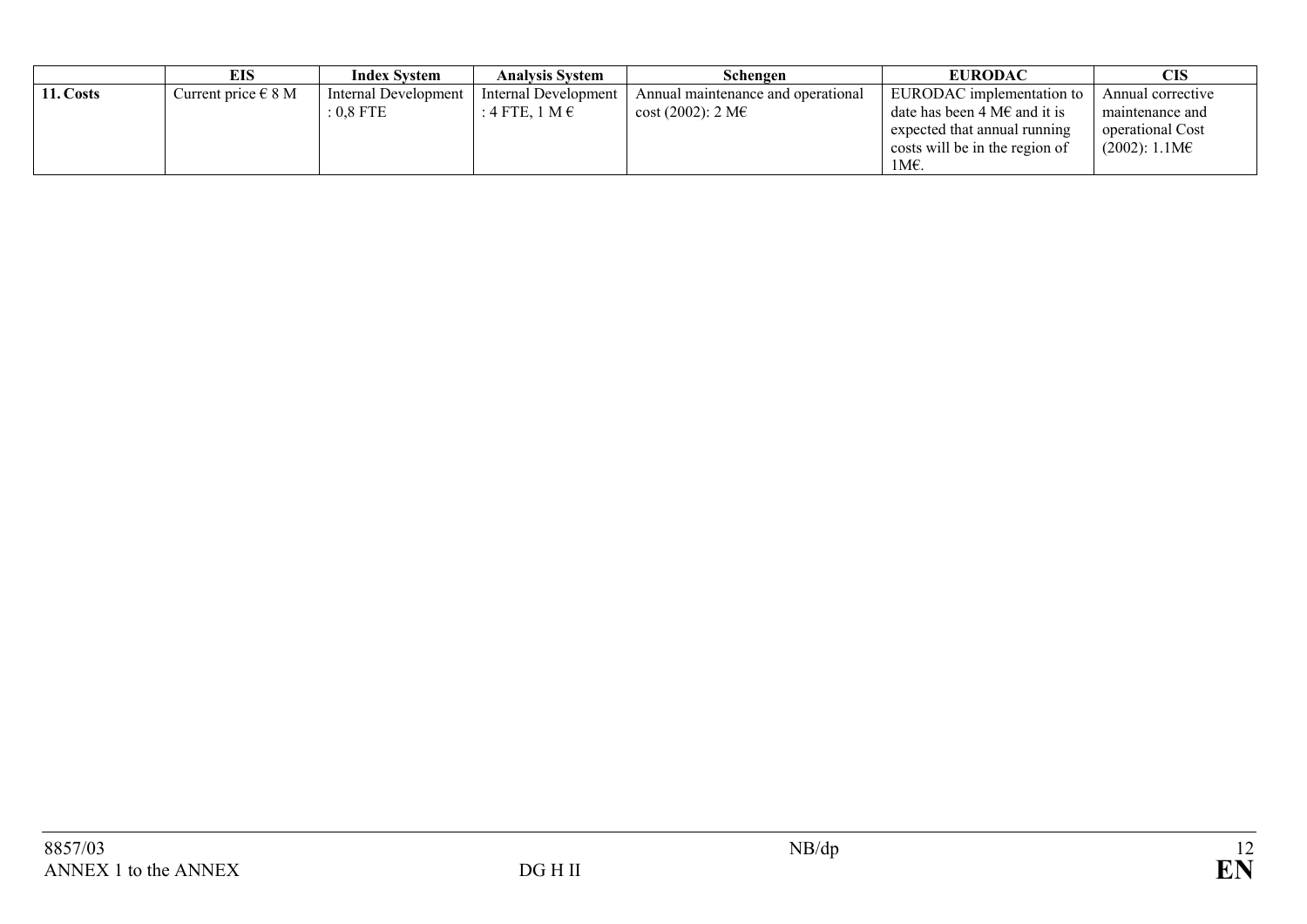| | EIS | Index System | Analysis System | Schengen | EURODAC | CIS |
|---|---|---|---|---|---|---|
| **11. Costs** | Current price € 8 M | Internal Development : 0,8 FTE | Internal Development : 4 FTE, 1 M € | Annual maintenance and operational cost (2002): 2 M€ | EURODAC implementation to date has been 4 M€ and it is expected that annual running costs will be in the region of 1M€. | Annual corrective maintenance and operational Cost (2002): 1.1M€ |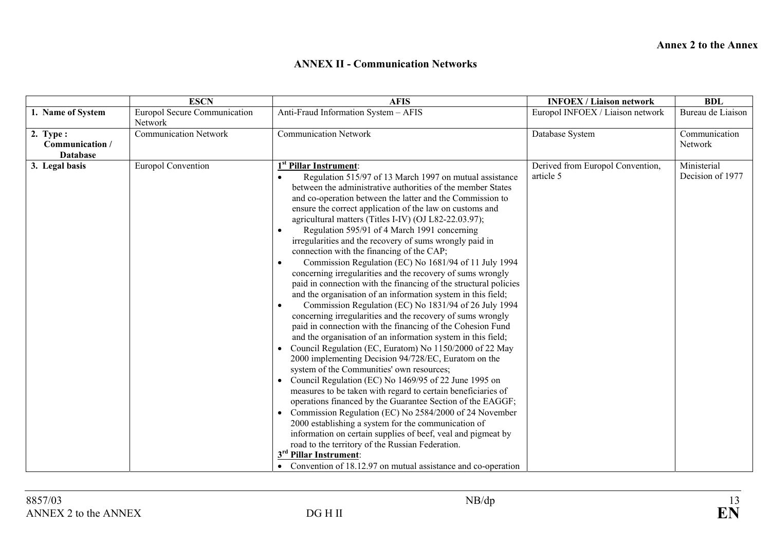Annex 2 to the Annex

## ANNEX II - Communication Networks

| | ESCN | AFIS | INFOEX / Liaison network | BDL |
|---|---|---|---|---|
| **1. Name of System** | Europol Secure Communication Network | Anti-Fraud Information System – AFIS | Europol INFOEX / Liaison network | Bureau de Liaison |
| **2. Type : Communication / Database** | Communication Network | Communication Network | Database System | Communication Network |
| **3. Legal basis** | Europol Convention | **1st Pillar Instrument**:<br>• Regulation 515/97 of 13 March 1997 on mutual assistance between the administrative authorities of the member States and co-operation between the latter and the Commission to ensure the correct application of the law on customs and agricultural matters (Titles I-IV) (OJ L82-22.03.97);<br>• Regulation 595/91 of 4 March 1991 concerning irregularities and the recovery of sums wrongly paid in connection with the financing of the CAP;<br>• Commission Regulation (EC) No 1681/94 of 11 July 1994 concerning irregularities and the recovery of sums wrongly paid in connection with the financing of the structural policies and the organisation of an information system in this field;<br>• Commission Regulation (EC) No 1831/94 of 26 July 1994 concerning irregularities and the recovery of sums wrongly paid in connection with the financing of the Cohesion Fund and the organisation of an information system in this field;<br>• Council Regulation (EC, Euratom) No 1150/2000 of 22 May 2000 implementing Decision 94/728/EC, Euratom on the system of the Communities' own resources;<br>• Council Regulation (EC) No 1469/95 of 22 June 1995 on measures to be taken with regard to certain beneficiaries of operations financed by the Guarantee Section of the EAGGF;<br>• Commission Regulation (EC) No 2584/2000 of 24 November 2000 establishing a system for the communication of information on certain supplies of beef, veal and pigmeat by road to the territory of the Russian Federation.<br>**3rd Pillar Instrument**:<br>• Convention of 18.12.97 on mutual assistance and co-operation | Derived from Europol Convention, article 5 | Ministerial Decision of 1977 |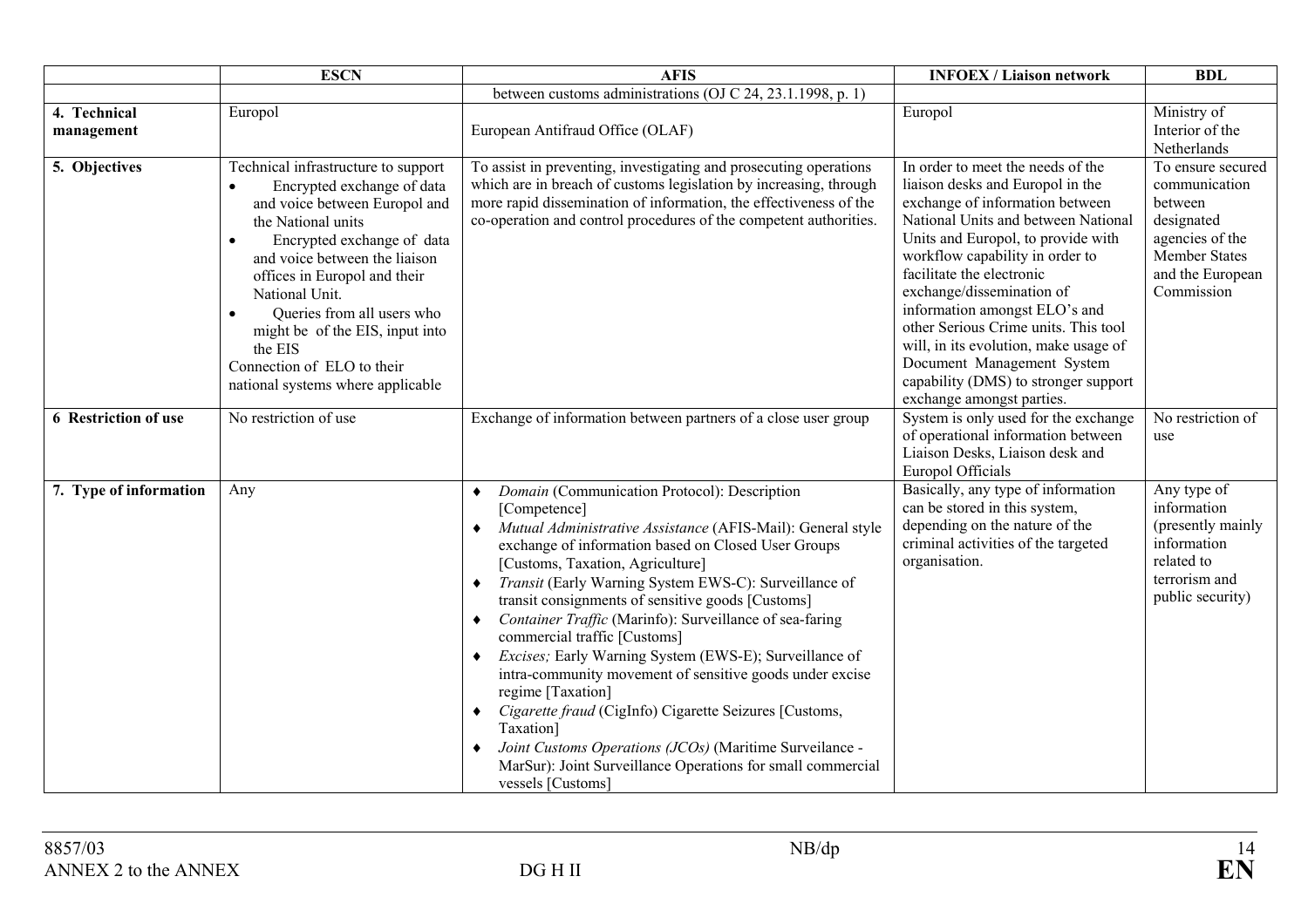| | ESCN | AFIS | INFOEX / Liaison network | BDL |
|---|---|---|---|---|
| | | between customs administrations (OJ C 24, 23.1.1998, p. 1) | | |
| **4. Technical management** | Europol | European Antifraud Office (OLAF) | Europol | Ministry of Interior of the Netherlands |
| **5. Objectives** | Technical infrastructure to support <br>• Encrypted exchange of data and voice between Europol and the National units <br>• Encrypted exchange of data and voice between the liaison offices in Europol and their National Unit. <br>• Queries from all users who might be of the EIS, input into the EIS <br>Connection of ELO to their national systems where applicable | To assist in preventing, investigating and prosecuting operations which are in breach of customs legislation by increasing, through more rapid dissemination of information, the effectiveness of the co-operation and control procedures of the competent authorities. | In order to meet the needs of the liaison desks and Europol in the exchange of information between National Units and between National Units and Europol, to provide with workflow capability in order to facilitate the electronic exchange/dissemination of information amongst ELO's and other Serious Crime units. This tool will, in its evolution, make usage of Document Management System capability (DMS) to stronger support exchange amongst parties. | To ensure secured communication between designated agencies of the Member States and the European Commission |
| **6 Restriction of use** | No restriction of use | Exchange of information between partners of a close user group | System is only used for the exchange of operational information between Liaison Desks, Liaison desk and Europol Officials | No restriction of use |
| **7. Type of information** | Any | ♦ *Domain* (Communication Protocol): Description [Competence] <br>♦ *Mutual Administrative Assistance* (AFIS-Mail): General style exchange of information based on Closed User Groups [Customs, Taxation, Agriculture] <br>♦ *Transit* (Early Warning System EWS-C): Surveillance of transit consignments of sensitive goods [Customs] <br>♦ *Container Traffic* (Marinfo): Surveillance of sea-faring commercial traffic [Customs] <br>♦ *Excises;* Early Warning System (EWS-E); Surveillance of intra-community movement of sensitive goods under excise regime [Taxation] <br>♦ *Cigarette fraud* (CigInfo) Cigarette Seizures [Customs, Taxation] <br>♦ *Joint Customs Operations (JCOs)* (Maritime Surveileance - MarSur): Joint Surveillance Operations for small commercial vessels [Customs] | Basically, any type of information can be stored in this system, depending on the nature of the criminal activities of the targeted organisation. | Any type of information (presently mainly information related to terrorism and public security) |

8857/03 NB/dp
ANNEX 2 to the ANNEX DG H II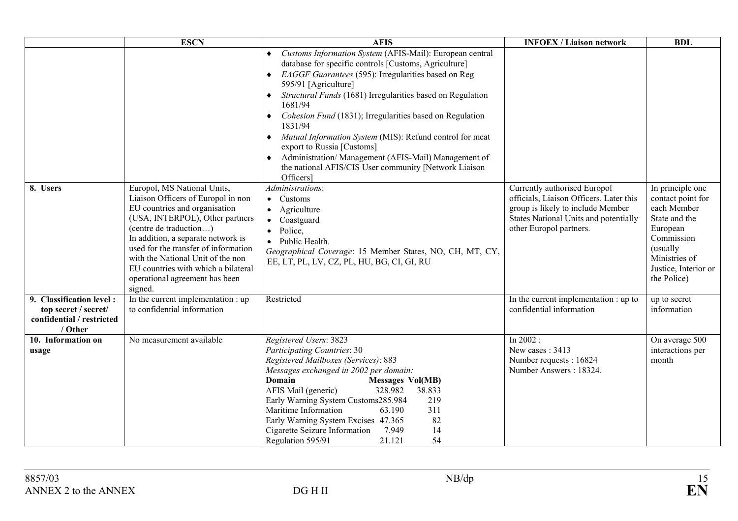| | ESCN | AFIS | INFOEX / Liaison network | BDL |
|---|---|---|---|---|
| | | ♦ *Customs Information System* (AFIS-Mail): European central database for specific controls [Customs, Agriculture]<br>♦ *EAGGF Guarantees* (595): Irregularities based on Reg 595/91 [Agriculture]<br>♦ *Structural Funds* (1681) Irregularities based on Regulation 1681/94<br>♦ *Cohesion Fund* (1831); Irregularities based on Regulation 1831/94<br>♦ *Mutual Information System* (MIS): Refund control for meat export to Russia [Customs]<br>♦ Administration/ Management (AFIS-Mail) Management of the national AFIS/CIS User community [Network Liaison Officers] | | |
| **8. Users** | Europol, MS National Units, Liaison Officers of Europol in non EU countries and organisation (USA, INTERPOL), Other partners (centre de traduction…)<br>In addition, a separate network is used for the transfer of information with the National Unit of the non EU countries with which a bilateral operational agreement has been signed. | *Administrations*:<br>• Customs<br>• Agriculture<br>• Coastguard<br>• Police,<br>• Public Health.<br>*Geographical Coverage*: 15 Member States, NO, CH, MT, CY, EE, LT, PL, LV, CZ, PL, HU, BG, CI, GI, RU | Currently authorised Europol officials, Liaison Officers. Later this group is likely to include Member States National Units and potentially other Europol partners. | In principle one contact point for each Member State and the European Commission (usually Ministries of Justice, Interior or the Police) |
| **9. Classification level : top secret / secret/ confidential / restricted / Other** | In the current implementation : up to confidential information | Restricted | In the current implementation : up to confidential information | up to secret information |
| **10. Information on usage** | No measurement available | *Registered Users*: 3823<br>*Participating Countries*: 30<br>*Registered Mailboxes (Services)*: 883<br>*Messages exchanged in 2002 per domain:*<br>**Domain** **Messages Vol(MB)**<br>AFIS Mail (generic) 328.982 38.833<br>Early Warning System Customs 285.984 219<br>Maritime Information 63.190 311<br>Early Warning System Excises 47.365 82<br>Cigarette Seizure Information 7.949 14<br>Regulation 595/91 21.121 54 | In 2002 :<br>New cases : 3413<br>Number requests : 16824<br>Number Answers : 18324. | On average 500 interactions per month |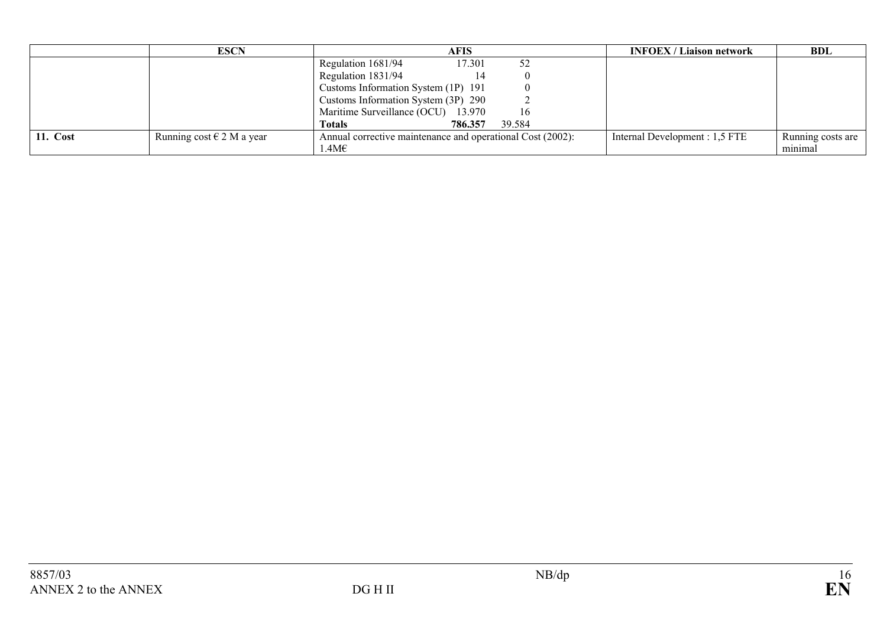| | ESCN | AFIS | INFOEX / Liaison network | BDL |
|---|---|---|---|---|
| | | Regulation 1681/94 17.301 52<br>Regulation 1831/94 14 0<br>Customs Information System (1P) 191 0<br>Customs Information System (3P) 290 2<br>Maritime Surveillance (OCU) 13.970 16<br>**Totals** **786.357** 39.584 | | |
| **11. Cost** | Running cost € 2 M a year | Annual corrective maintenance and operational Cost (2002): 1.4M€ | Internal Development : 1,5 FTE | Running costs are minimal |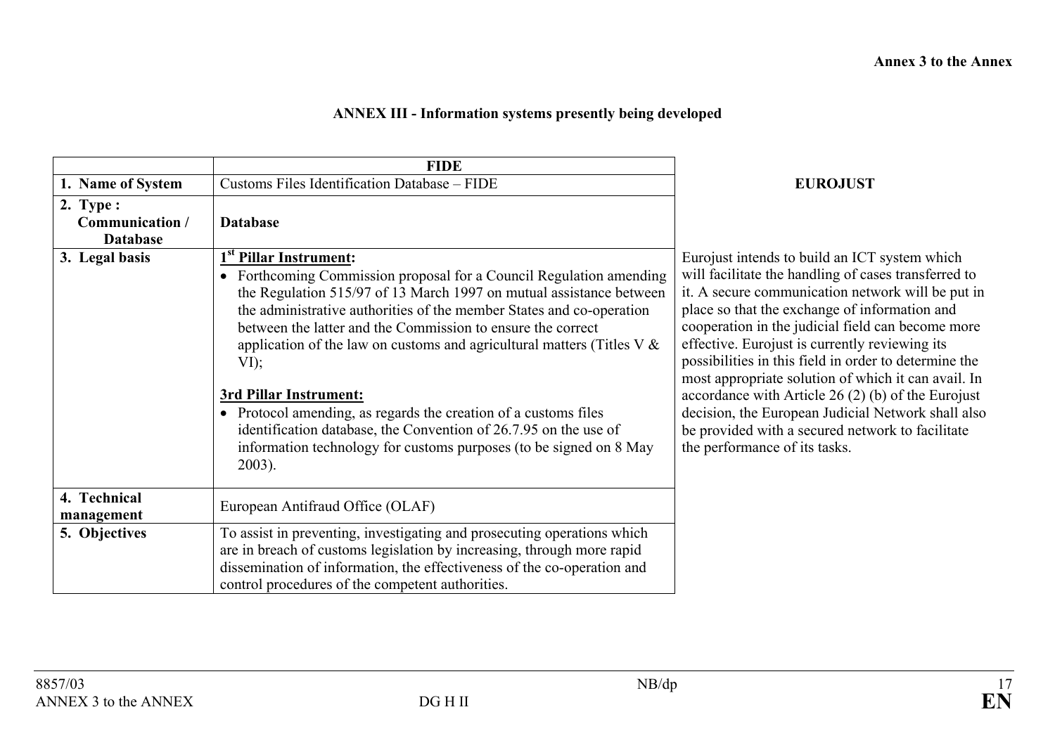**Annex 3 to the Annex**

## ANNEX III - Information systems presently being developed

| | FIDE |
|---|---|
| **1. Name of System** | Customs Files Identification Database – FIDE |
| **2. Type : Communication / Database** | **Database** |
| **3. Legal basis** | **1st Pillar Instrument:**<br>• Forthcoming Commission proposal for a Council Regulation amending the Regulation 515/97 of 13 March 1997 on mutual assistance between the administrative authorities of the member States and co-operation between the latter and the Commission to ensure the correct application of the law on customs and agricultural matters (Titles V & VI);<br><br>**3rd Pillar Instrument:**<br>• Protocol amending, as regards the creation of a customs files identification database, the Convention of 26.7.95 on the use of information technology for customs purposes (to be signed on 8 May 2003). |
| **4. Technical management** | European Antifraud Office (OLAF) |
| **5. Objectives** | To assist in preventing, investigating and prosecuting operations which are in breach of customs legislation by increasing, through more rapid dissemination of information, the effectiveness of the co-operation and control procedures of the competent authorities. |

**EUROJUST**

Eurojust intends to build an ICT system which will facilitate the handling of cases transferred to it. A secure communication network will be put in place so that the exchange of information and cooperation in the judicial field can become more effective. Eurojust is currently reviewing its possibilities in this field in order to determine the most appropriate solution of which it can avail. In accordance with Article 26 (2) (b) of the Eurojust decision, the European Judicial Network shall also be provided with a secured network to facilitate the performance of its tasks.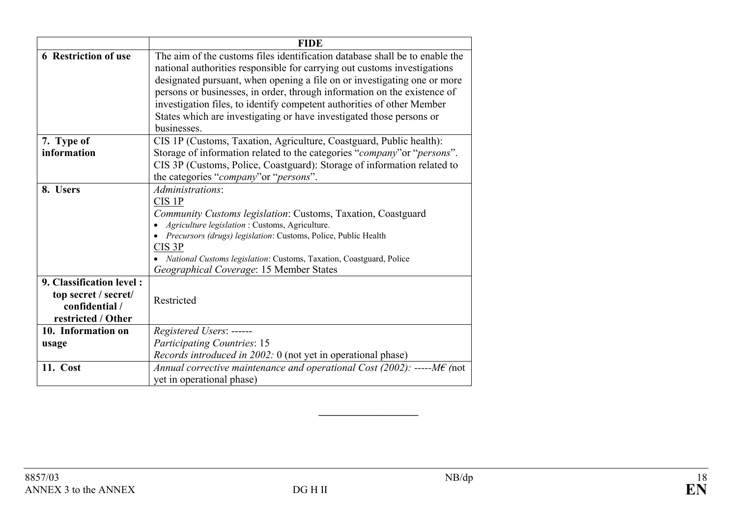| | FIDE |
|---|---|
| **6 Restriction of use** | The aim of the customs files identification database shall be to enable the national authorities responsible for carrying out customs investigations designated pursuant, when opening a file on or investigating one or more persons or businesses, in order, through information on the existence of investigation files, to identify competent authorities of other Member States which are investigating or have investigated those persons or businesses. |
| **7. Type of information** | CIS 1P (Customs, Taxation, Agriculture, Coastguard, Public health): Storage of information related to the categories "*company*"or "*persons*". CIS 3P (Customs, Police, Coastguard): Storage of information related to the categories "*company*"or "*persons*". |
| **8. Users** | *Administrations*:<br>CIS 1P<br>*Community Customs legislation*: Customs, Taxation, Coastguard<br>• *Agriculture legislation* : Customs, Agriculture.<br>• *Precursors (drugs) legislation*: Customs, Police, Public Health<br>CIS 3P<br>• *National Customs legislation*: Customs, Taxation, Coastguard, Police<br>*Geographical Coverage*: 15 Member States |
| **9. Classification level : top secret / secret/ confidential / restricted / Other** | Restricted |
| **10. Information on usage** | *Registered Users*: ------<br>*Participating Countries*: 15<br>*Records introduced in 2002:* 0 (not yet in operational phase) |
| **11. Cost** | *Annual corrective maintenance and operational Cost (2002): -----M€ (*not yet in operational phase) |

___________________